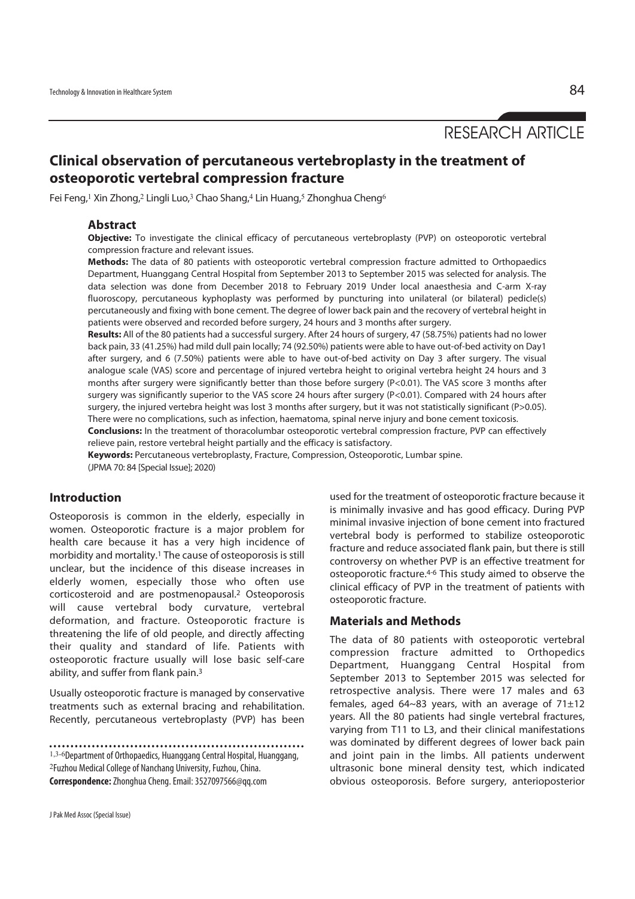RESEARCH ARTICLE

# Clinical observation of percutaneous vertebroplasty in the treatment of osteoporotic vertebral compression fracture

Fei Feng,[1] Xin Zhong,[2] Lingli Luo,[3] Chao Shang,[4] Lin Huang,[5] Zhonghua Cheng[6]

## Abstract

**Objective:** To investigate the clinical efficacy of percutaneous vertebroplasty (PVP) on osteoporotic vertebral compression fracture and relevant issues.

**Methods:** The data of 80 patients with osteoporotic vertebral compression fracture admitted to Orthopaedics Department, Huanggang Central Hospital from September 2013 to September 2015 was selected for analysis. The data selection was done from December 2018 to February 2019 Under local anaesthesia and C-arm X-ray fluoroscopy, percutaneous kyphoplasty was performed by puncturing into unilateral (or bilateral) pedicle(s) percutaneously and fixing with bone cement. The degree of lower back pain and the recovery of vertebral height in patients were observed and recorded before surgery, 24 hours and 3 months after surgery.

**Results:** All of the 80 patients had a successful surgery. After 24 hours of surgery, 47 (58.75%) patients had no lower back pain, 33 (41.25%) had mild dull pain locally; 74 (92.50%) patients were able to have out-of-bed activity on Day1 after surgery, and 6 (7.50%) patients were able to have out-of-bed activity on Day 3 after surgery. The visual analogue scale (VAS) score and percentage of injured vertebra height to original vertebra height 24 hours and 3 months after surgery were significantly better than those before surgery ($P<0.01$). The VAS score 3 months after surgery was significantly superior to the VAS score 24 hours after surgery ($P<0.01$). Compared with 24 hours after surgery, the injured vertebra height was lost 3 months after surgery, but it was not statistically significant ($P>0.05$). There were no complications, such as infection, haematoma, spinal nerve injury and bone cement toxicosis.

**Conclusions:** In the treatment of thoracolumbar osteoporotic vertebral compression fracture, PVP can effectively relieve pain, restore vertebral height partially and the efficacy is satisfactory.

**Keywords:** Percutaneous vertebroplasty, Fracture, Compression, Osteoporotic, Lumbar spine.

(JPMA 70: 84 [Special Issue]; 2020)

## Introduction

Osteoporosis is common in the elderly, especially in women. Osteoporotic fracture is a major problem for health care because it has a very high incidence of morbidity and mortality.[1] The cause of osteoporosis is still unclear, but the incidence of this disease increases in elderly women, especially those who often use corticosteroid and are postmenopausal.[2] Osteoporosis will cause vertebral body curvature, vertebral deformation, and fracture. Osteoporotic fracture is threatening the life of old people, and directly affecting their quality and standard of life. Patients with osteoporotic fracture usually will lose basic self-care ability, and suffer from flank pain.[3]

Usually osteoporotic fracture is managed by conservative treatments such as external bracing and rehabilitation. Recently, percutaneous vertebroplasty (PVP) has been used for the treatment of osteoporotic fracture because it is minimally invasive and has good efficacy. During PVP minimal invasive injection of bone cement into fractured vertebral body is performed to stabilize osteoporotic fracture and reduce associated flank pain, but there is still controversy on whether PVP is an effective treatment for osteoporotic fracture.[4-6] This study aimed to observe the clinical efficacy of PVP in the treatment of patients with osteoporotic fracture.

## Materials and Methods

The data of 80 patients with osteoporotic vertebral compression fracture admitted to Orthopedics Department, Huanggang Central Hospital from September 2013 to September 2015 was selected for retrospective analysis. There were 17 males and 63 females, aged 64~83 years, with an average of $71\pm12$ years. All the 80 patients had single vertebral fractures, varying from T11 to L3, and their clinical manifestations was dominated by different degrees of lower back pain and joint pain in the limbs. All patients underwent ultrasonic bone mineral density test, which indicated obvious osteoporosis. Before surgery, anterioposterior

[1,3-6]Department of Orthopaedics, Huanggang Central Hospital, Huanggang, [2]Fuzhou Medical College of Nanchang University, Fuzhou, China.

**Correspondence:** Zhonghua Cheng. Email: 3527097566@qq.com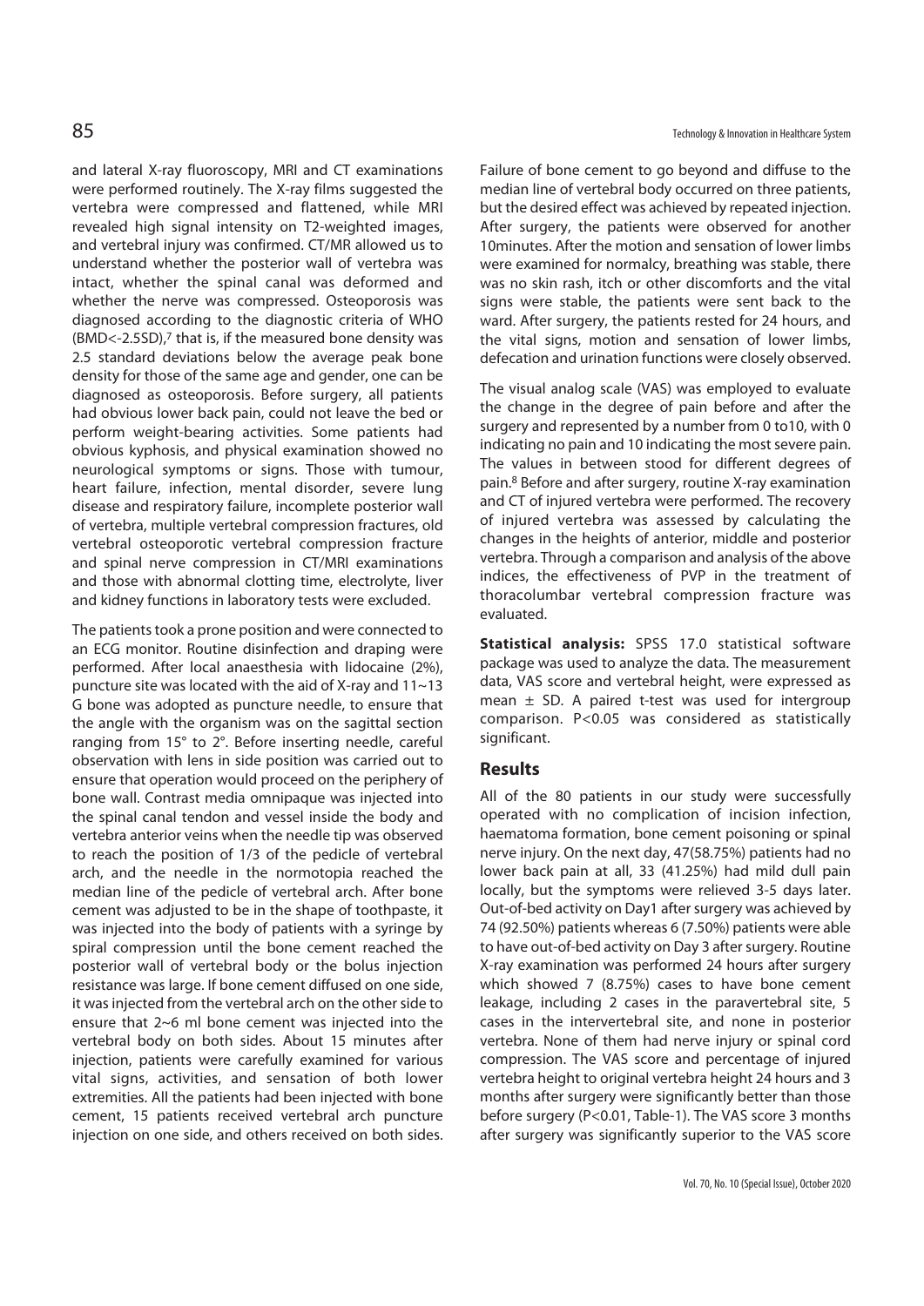and lateral X-ray fluoroscopy, MRI and CT examinations were performed routinely. The X-ray films suggested the vertebra were compressed and flattened, while MRI revealed high signal intensity on T2-weighted images, and vertebral injury was confirmed. CT/MR allowed us to understand whether the posterior wall of vertebra was intact, whether the spinal canal was deformed and whether the nerve was compressed. Osteoporosis was diagnosed according to the diagnostic criteria of WHO (BMD<-2.5SD),[7] that is, if the measured bone density was 2.5 standard deviations below the average peak bone density for those of the same age and gender, one can be diagnosed as osteoporosis. Before surgery, all patients had obvious lower back pain, could not leave the bed or perform weight-bearing activities. Some patients had obvious kyphosis, and physical examination showed no neurological symptoms or signs. Those with tumour, heart failure, infection, mental disorder, severe lung disease and respiratory failure, incomplete posterior wall of vertebra, multiple vertebral compression fractures, old vertebral osteoporotic vertebral compression fracture and spinal nerve compression in CT/MRI examinations and those with abnormal clotting time, electrolyte, liver and kidney functions in laboratory tests were excluded.

The patients took a prone position and were connected to an ECG monitor. Routine disinfection and draping were performed. After local anaesthesia with lidocaine (2%), puncture site was located with the aid of X-ray and 11~13 G bone was adopted as puncture needle, to ensure that the angle with the organism was on the sagittal section ranging from 15° to 2°. Before inserting needle, careful observation with lens in side position was carried out to ensure that operation would proceed on the periphery of bone wall. Contrast media omnipaque was injected into the spinal canal tendon and vessel inside the body and vertebra anterior veins when the needle tip was observed to reach the position of 1/3 of the pedicle of vertebral arch, and the needle in the normotopia reached the median line of the pedicle of vertebral arch. After bone cement was adjusted to be in the shape of toothpaste, it was injected into the body of patients with a syringe by spiral compression until the bone cement reached the posterior wall of vertebral body or the bolus injection resistance was large. If bone cement diffused on one side, it was injected from the vertebral arch on the other side to ensure that 2~6 ml bone cement was injected into the vertebral body on both sides. About 15 minutes after injection, patients were carefully examined for various vital signs, activities, and sensation of both lower extremities. All the patients had been injected with bone cement, 15 patients received vertebral arch puncture injection on one side, and others received on both sides. Failure of bone cement to go beyond and diffuse to the median line of vertebral body occurred on three patients, but the desired effect was achieved by repeated injection. After surgery, the patients were observed for another 10minutes. After the motion and sensation of lower limbs were examined for normalcy, breathing was stable, there was no skin rash, itch or other discomforts and the vital signs were stable, the patients were sent back to the ward. After surgery, the patients rested for 24 hours, and the vital signs, motion and sensation of lower limbs, defecation and urination functions were closely observed.

The visual analog scale (VAS) was employed to evaluate the change in the degree of pain before and after the surgery and represented by a number from 0 to10, with 0 indicating no pain and 10 indicating the most severe pain. The values in between stood for different degrees of pain.[8] Before and after surgery, routine X-ray examination and CT of injured vertebra were performed. The recovery of injured vertebra was assessed by calculating the changes in the heights of anterior, middle and posterior vertebra. Through a comparison and analysis of the above indices, the effectiveness of PVP in the treatment of thoracolumbar vertebral compression fracture was evaluated.

**Statistical analysis:** SPSS 17.0 statistical software package was used to analyze the data. The measurement data, VAS score and vertebral height, were expressed as mean ± SD. A paired t-test was used for intergroup comparison. P<0.05 was considered as statistically significant.

## Results

All of the 80 patients in our study were successfully operated with no complication of incision infection, haematoma formation, bone cement poisoning or spinal nerve injury. On the next day, 47(58.75%) patients had no lower back pain at all, 33 (41.25%) had mild dull pain locally, but the symptoms were relieved 3-5 days later. Out-of-bed activity on Day1 after surgery was achieved by 74 (92.50%) patients whereas 6 (7.50%) patients were able to have out-of-bed activity on Day 3 after surgery. Routine X-ray examination was performed 24 hours after surgery which showed 7 (8.75%) cases to have bone cement leakage, including 2 cases in the paravertebral site, 5 cases in the intervertebral site, and none in posterior vertebra. None of them had nerve injury or spinal cord compression. The VAS score and percentage of injured vertebra height to original vertebra height 24 hours and 3 months after surgery were significantly better than those before surgery (P<0.01, Table-1). The VAS score 3 months after surgery was significantly superior to the VAS score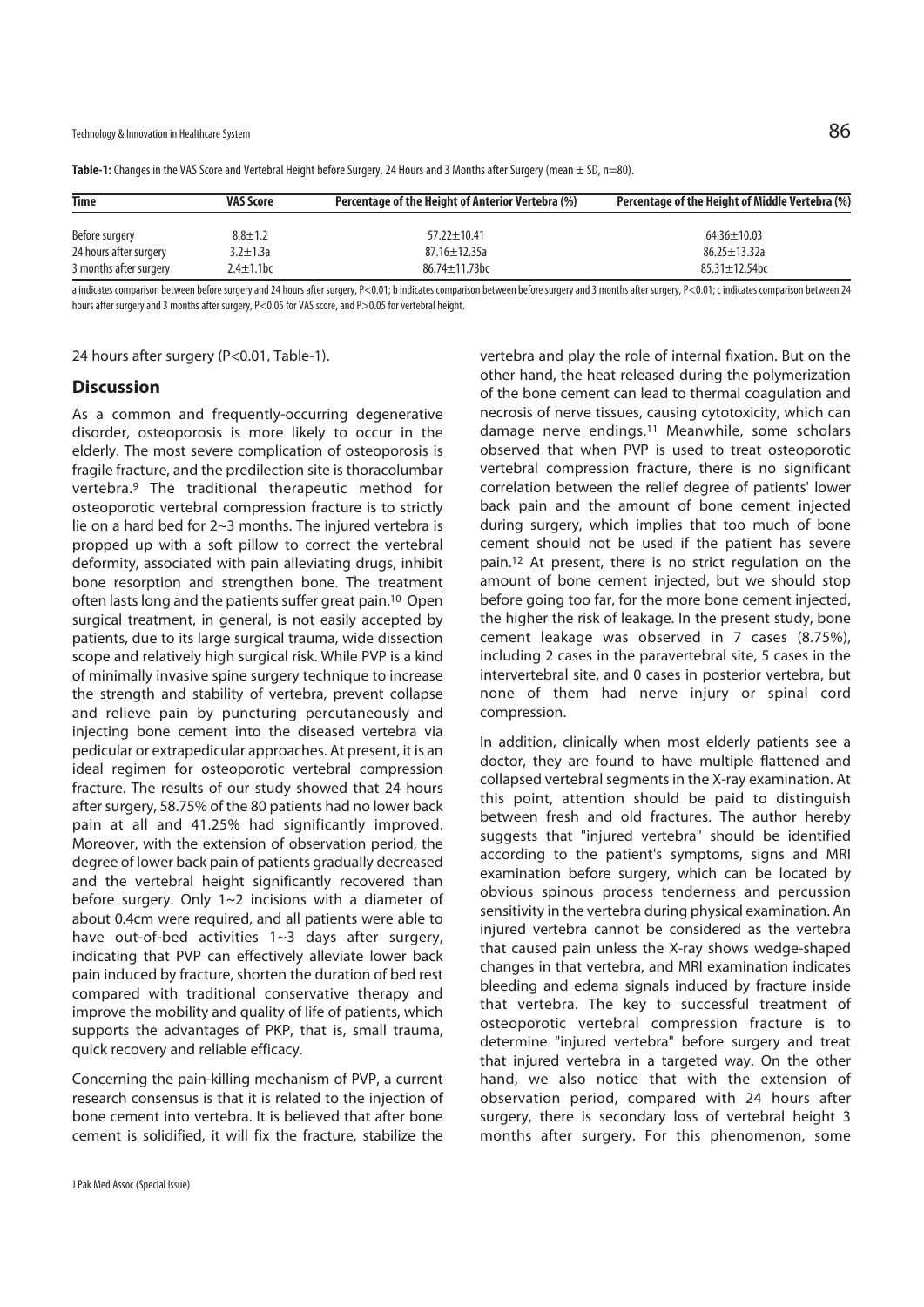**Table-1:** Changes in the VAS Score and Vertebral Height before Surgery, 24 Hours and 3 Months after Surgery (mean ± SD, n=80).

| Time | VAS Score | Percentage of the Height of Anterior Vertebra (%) | Percentage of the Height of Middle Vertebra (%) |
|---|---|---|---|
| Before surgery | 8.8±1.2 | 57.22±10.41 | 64.36±10.03 |
| 24 hours after surgery | 3.2±1.3a | 87.16±12.35a | 86.25±13.32a |
| 3 months after surgery | 2.4±1.1bc | 86.74±11.73bc | 85.31±12.54bc |

a indicates comparison between before surgery and 24 hours after surgery, P<0.01; b indicates comparison between before surgery and 3 months after surgery, P<0.01; c indicates comparison between 24 hours after surgery and 3 months after surgery, P<0.05 for VAS score, and P>0.05 for vertebral height.

24 hours after surgery (P<0.01, Table-1).

## Discussion

As a common and frequently-occurring degenerative disorder, osteoporosis is more likely to occur in the elderly. The most severe complication of osteoporosis is fragile fracture, and the predilection site is thoracolumbar vertebra.[9] The traditional therapeutic method for osteoporotic vertebral compression fracture is to strictly lie on a hard bed for 2~3 months. The injured vertebra is propped up with a soft pillow to correct the vertebral deformity, associated with pain alleviating drugs, inhibit bone resorption and strengthen bone. The treatment often lasts long and the patients suffer great pain.[10] Open surgical treatment, in general, is not easily accepted by patients, due to its large surgical trauma, wide dissection scope and relatively high surgical risk. While PVP is a kind of minimally invasive spine surgery technique to increase the strength and stability of vertebra, prevent collapse and relieve pain by puncturing percutaneously and injecting bone cement into the diseased vertebra via pedicular or extrapedicular approaches. At present, it is an ideal regimen for osteoporotic vertebral compression fracture. The results of our study showed that 24 hours after surgery, 58.75% of the 80 patients had no lower back pain at all and 41.25% had significantly improved. Moreover, with the extension of observation period, the degree of lower back pain of patients gradually decreased and the vertebral height significantly recovered than before surgery. Only 1~2 incisions with a diameter of about 0.4cm were required, and all patients were able to have out-of-bed activities 1~3 days after surgery, indicating that PVP can effectively alleviate lower back pain induced by fracture, shorten the duration of bed rest compared with traditional conservative therapy and improve the mobility and quality of life of patients, which supports the advantages of PKP, that is, small trauma, quick recovery and reliable efficacy.

Concerning the pain-killing mechanism of PVP, a current research consensus is that it is related to the injection of bone cement into vertebra. It is believed that after bone cement is solidified, it will fix the fracture, stabilize the vertebra and play the role of internal fixation. But on the other hand, the heat released during the polymerization of the bone cement can lead to thermal coagulation and necrosis of nerve tissues, causing cytotoxicity, which can damage nerve endings.[11] Meanwhile, some scholars observed that when PVP is used to treat osteoporotic vertebral compression fracture, there is no significant correlation between the relief degree of patients' lower back pain and the amount of bone cement injected during surgery, which implies that too much of bone cement should not be used if the patient has severe pain.[12] At present, there is no strict regulation on the amount of bone cement injected, but we should stop before going too far, for the more bone cement injected, the higher the risk of leakage. In the present study, bone cement leakage was observed in 7 cases (8.75%), including 2 cases in the paravertebral site, 5 cases in the intervertebral site, and 0 cases in posterior vertebra, but none of them had nerve injury or spinal cord compression.

In addition, clinically when most elderly patients see a doctor, they are found to have multiple flattened and collapsed vertebral segments in the X-ray examination. At this point, attention should be paid to distinguish between fresh and old fractures. The author hereby suggests that "injured vertebra" should be identified according to the patient's symptoms, signs and MRI examination before surgery, which can be located by obvious spinous process tenderness and percussion sensitivity in the vertebra during physical examination. An injured vertebra cannot be considered as the vertebra that caused pain unless the X-ray shows wedge-shaped changes in that vertebra, and MRI examination indicates bleeding and edema signals induced by fracture inside that vertebra. The key to successful treatment of osteoporotic vertebral compression fracture is to determine "injured vertebra" before surgery and treat that injured vertebra in a targeted way. On the other hand, we also notice that with the extension of observation period, compared with 24 hours after surgery, there is secondary loss of vertebral height 3 months after surgery. For this phenomenon, some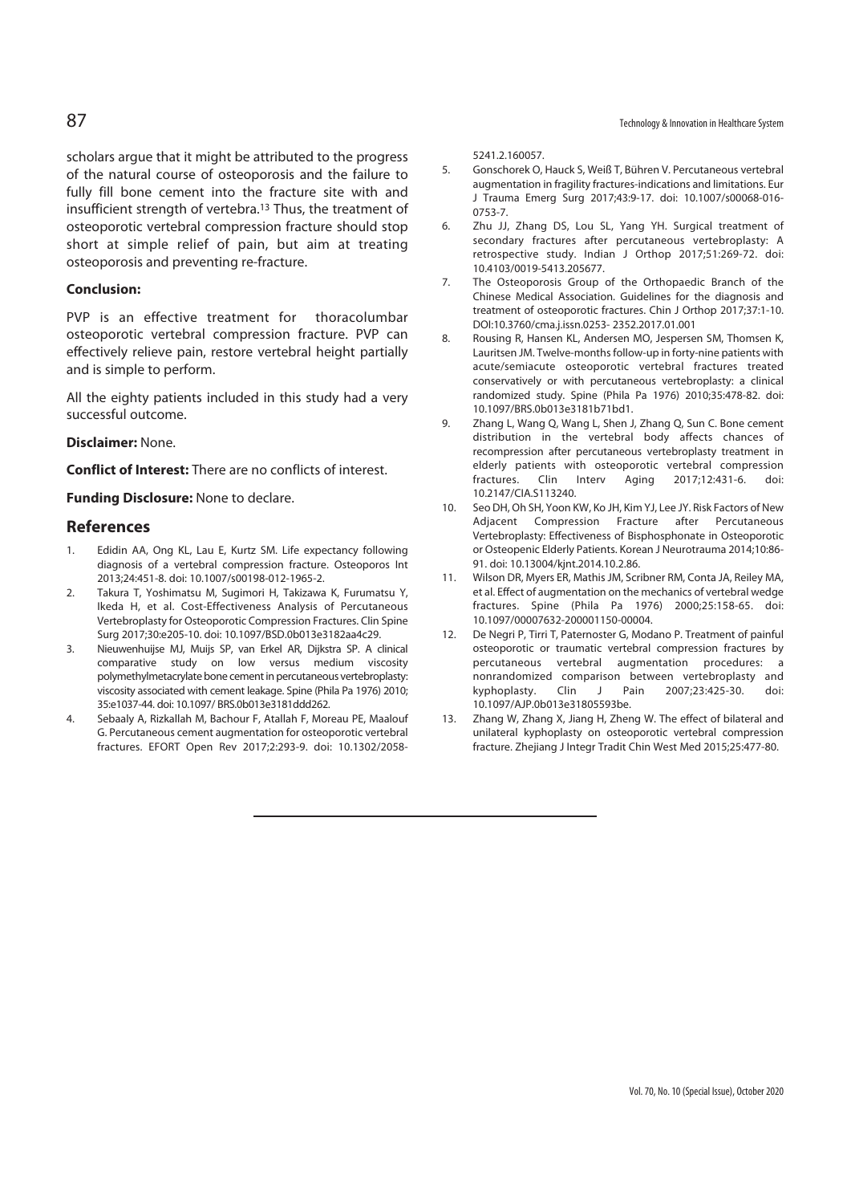scholars argue that it might be attributed to the progress of the natural course of osteoporosis and the failure to fully fill bone cement into the fracture site with and insufficient strength of vertebra.[13] Thus, the treatment of osteoporotic vertebral compression fracture should stop short at simple relief of pain, but aim at treating osteoporosis and preventing re-fracture.

**Conclusion:**

PVP is an effective treatment for thoracolumbar osteoporotic vertebral compression fracture. PVP can effectively relieve pain, restore vertebral height partially and is simple to perform.

All the eighty patients included in this study had a very successful outcome.

**Disclaimer:** None.

**Conflict of Interest:** There are no conflicts of interest.

**Funding Disclosure:** None to declare.

## References

1. Edidin AA, Ong KL, Lau E, Kurtz SM. Life expectancy following diagnosis of a vertebral compression fracture. Osteoporos Int 2013;24:451-8. doi: 10.1007/s00198-012-1965-2.
2. Takura T, Yoshimatsu M, Sugimori H, Takizawa K, Furumatsu Y, Ikeda H, et al. Cost-Effectiveness Analysis of Percutaneous Vertebroplasty for Osteoporotic Compression Fractures. Clin Spine Surg 2017;30:e205-10. doi: 10.1097/BSD.0b013e3182aa4c29.
3. Nieuwenhuijse MJ, Muijs SP, van Erkel AR, Dijkstra SP. A clinical comparative study on low versus medium viscosity polymethylmetacrylate bone cement in percutaneous vertebroplasty: viscosity associated with cement leakage. Spine (Phila Pa 1976) 2010; 35:e1037-44. doi: 10.1097/ BRS.0b013e3181ddd262.
4. Sebaaly A, Rizkallah M, Bachour F, Atallah F, Moreau PE, Maalouf G. Percutaneous cement augmentation for osteoporotic vertebral fractures. EFORT Open Rev 2017;2:293-9. doi: 10.1302/2058-5241.2.160057.
5. Gonschorek O, Hauck S, Weiß T, Bühren V. Percutaneous vertebral augmentation in fragility fractures-indications and limitations. Eur J Trauma Emerg Surg 2017;43:9-17. doi: 10.1007/s00068-016-0753-7.
6. Zhu JJ, Zhang DS, Lou SL, Yang YH. Surgical treatment of secondary fractures after percutaneous vertebroplasty: A retrospective study. Indian J Orthop 2017;51:269-72. doi: 10.4103/0019-5413.205677.
7. The Osteoporosis Group of the Orthopaedic Branch of the Chinese Medical Association. Guidelines for the diagnosis and treatment of osteoporotic fractures. Chin J Orthop 2017;37:1-10. DOI:10.3760/cma.j.issn.0253- 2352.2017.01.001
8. Rousing R, Hansen KL, Andersen MO, Jespersen SM, Thomsen K, Lauritsen JM. Twelve-months follow-up in forty-nine patients with acute/semiacute osteoporotic vertebral fractures treated conservatively or with percutaneous vertebroplasty: a clinical randomized study. Spine (Phila Pa 1976) 2010;35:478-82. doi: 10.1097/BRS.0b013e3181b71bd1.
9. Zhang L, Wang Q, Wang L, Shen J, Zhang Q, Sun C. Bone cement distribution in the vertebral body affects chances of recompression after percutaneous vertebroplasty treatment in elderly patients with osteoporotic vertebral compression fractures. Clin Interv Aging 2017;12:431-6. doi: 10.2147/CIA.S113240.
10. Seo DH, Oh SH, Yoon KW, Ko JH, Kim YJ, Lee JY. Risk Factors of New Adjacent Compression Fracture after Percutaneous Vertebroplasty: Effectiveness of Bisphosphonate in Osteoporotic or Osteopenic Elderly Patients. Korean J Neurotrauma 2014;10:86-91. doi: 10.13004/kjnt.2014.10.2.86.
11. Wilson DR, Myers ER, Mathis JM, Scribner RM, Conta JA, Reiley MA, et al. Effect of augmentation on the mechanics of vertebral wedge fractures. Spine (Phila Pa 1976) 2000;25:158-65. doi: 10.1097/00007632-200001150-00004.
12. De Negri P, Tirri T, Paternoster G, Modano P. Treatment of painful osteoporotic or traumatic vertebral compression fractures by percutaneous vertebral augmentation procedures: a nonrandomized comparison between vertebroplasty and kyphoplasty. Clin J Pain 2007;23:425-30. doi: 10.1097/AJP.0b013e31805593be.
13. Zhang W, Zhang X, Jiang H, Zheng W. The effect of bilateral and unilateral kyphoplasty on osteoporotic vertebral compression fracture. Zhejiang J Integr Tradit Chin West Med 2015;25:477-80.